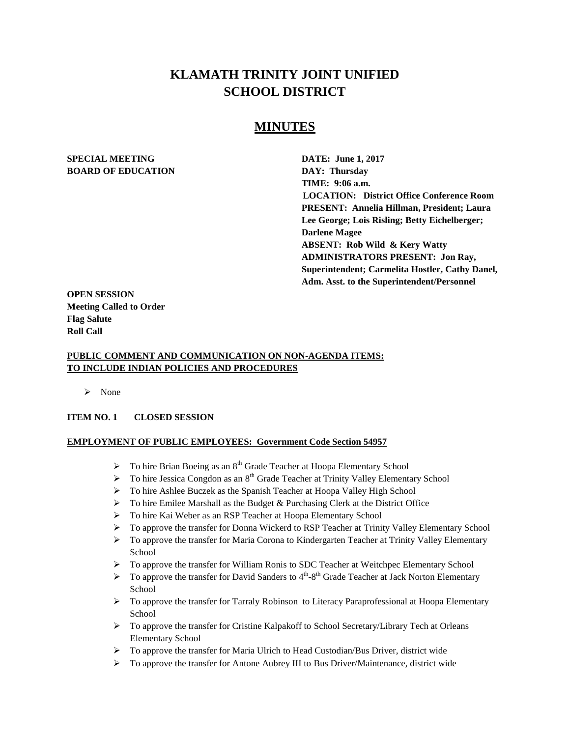# KLAMATH TRINITY JOINT UNIFIED SCHOOL DISTRICT

## MINUTES

**SPECIAL MEETING**
**BOARD OF EDUCATION**

**DATE: June 1, 2017**
**DAY: Thursday**
**TIME: 9:06 a.m.**
**LOCATION: District Office Conference Room**
**PRESENT: Annelia Hillman, President; Laura Lee George; Lois Risling; Betty Eichelberger; Darlene Magee**
**ABSENT: Rob Wild & Kery Watty**
**ADMINISTRATORS PRESENT: Jon Ray, Superintendent; Carmelita Hostler, Cathy Danel, Adm. Asst. to the Superintendent/Personnel**

**OPEN SESSION**
**Meeting Called to Order**
**Flag Salute**
**Roll Call**

**PUBLIC COMMENT AND COMMUNICATION ON NON-AGENDA ITEMS: TO INCLUDE INDIAN POLICIES AND PROCEDURES**

- None

**ITEM NO. 1 CLOSED SESSION**

**EMPLOYMENT OF PUBLIC EMPLOYEES: Government Code Section 54957**

- To hire Brian Boeing as an 8th Grade Teacher at Hoopa Elementary School
- To hire Jessica Congdon as an 8th Grade Teacher at Trinity Valley Elementary School
- To hire Ashlee Buczek as the Spanish Teacher at Hoopa Valley High School
- To hire Emilee Marshall as the Budget & Purchasing Clerk at the District Office
- To hire Kai Weber as an RSP Teacher at Hoopa Elementary School
- To approve the transfer for Donna Wickerd to RSP Teacher at Trinity Valley Elementary School
- To approve the transfer for Maria Corona to Kindergarten Teacher at Trinity Valley Elementary School
- To approve the transfer for William Ronis to SDC Teacher at Weitchpec Elementary School
- To approve the transfer for David Sanders to 4th-8th Grade Teacher at Jack Norton Elementary School
- To approve the transfer for Tarraly Robinson to Literacy Paraprofessional at Hoopa Elementary School
- To approve the transfer for Cristine Kalpakoff to School Secretary/Library Tech at Orleans Elementary School
- To approve the transfer for Maria Ulrich to Head Custodian/Bus Driver, district wide
- To approve the transfer for Antone Aubrey III to Bus Driver/Maintenance, district wide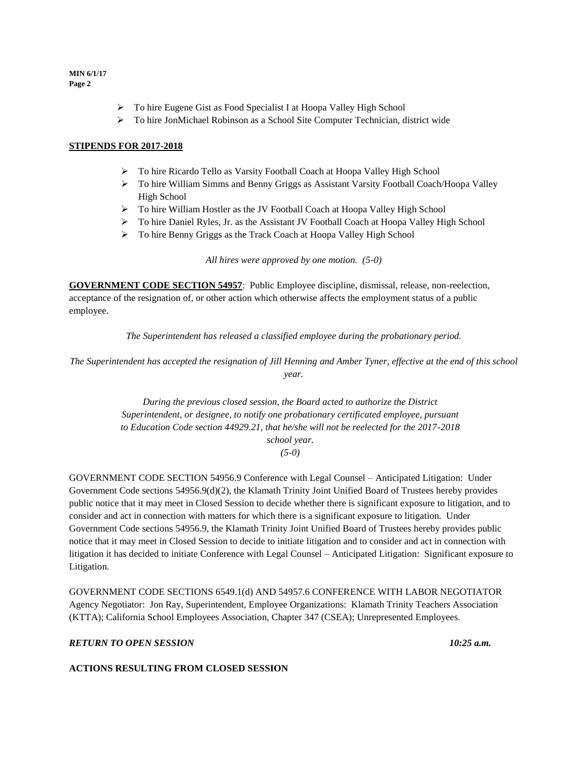- To hire Eugene Gist as Food Specialist I at Hoopa Valley High School
- To hire JonMichael Robinson as a School Site Computer Technician, district wide

**STIPENDS FOR 2017-2018**

- To hire Ricardo Tello as Varsity Football Coach at Hoopa Valley High School
- To hire William Simms and Benny Griggs as Assistant Varsity Football Coach/Hoopa Valley High School
- To hire William Hostler as the JV Football Coach at Hoopa Valley High School
- To hire Daniel Ryles, Jr. as the Assistant JV Football Coach at Hoopa Valley High School
- To hire Benny Griggs as the Track Coach at Hoopa Valley High School

*All hires were approved by one motion. (5-0)*

**GOVERNMENT CODE SECTION 54957**: Public Employee discipline, dismissal, release, non-reelection, acceptance of the resignation of, or other action which otherwise affects the employment status of a public employee.

*The Superintendent has released a classified employee during the probationary period.*

*The Superintendent has accepted the resignation of Jill Henning and Amber Tyner, effective at the end of this school year.*

*During the previous closed session, the Board acted to authorize the District Superintendent, or designee, to notify one probationary certificated employee, pursuant to Education Code section 44929.21, that he/she will not be reelected for the 2017-2018 school year.*
*(5-0)*

GOVERNMENT CODE SECTION 54956.9 Conference with Legal Counsel – Anticipated Litigation: Under Government Code sections 54956.9(d)(2), the Klamath Trinity Joint Unified Board of Trustees hereby provides public notice that it may meet in Closed Session to decide whether there is significant exposure to litigation, and to consider and act in connection with matters for which there is a significant exposure to litigation. Under Government Code sections 54956.9, the Klamath Trinity Joint Unified Board of Trustees hereby provides public notice that it may meet in Closed Session to decide to initiate litigation and to consider and act in connection with litigation it has decided to initiate Conference with Legal Counsel – Anticipated Litigation: Significant exposure to Litigation.

GOVERNMENT CODE SECTIONS 6549.1(d) AND 54957.6 CONFERENCE WITH LABOR NEGOTIATOR Agency Negotiator: Jon Ray, Superintendent, Employee Organizations: Klamath Trinity Teachers Association (KTTA); California School Employees Association, Chapter 347 (CSEA); Unrepresented Employees.

***RETURN TO OPEN SESSION*** ***10:25 a.m.***

**ACTIONS RESULTING FROM CLOSED SESSION**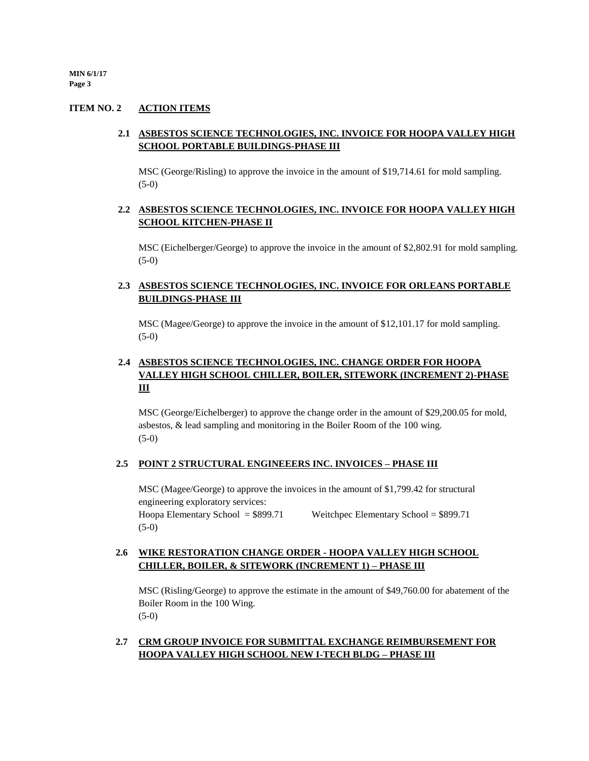## ITEM NO. 2 ACTION ITEMS

### 2.1 ASBESTOS SCIENCE TECHNOLOGIES, INC. INVOICE FOR HOOPA VALLEY HIGH SCHOOL PORTABLE BUILDINGS-PHASE III

MSC (George/Risling) to approve the invoice in the amount of $19,714.61 for mold sampling.
(5-0)

### 2.2 ASBESTOS SCIENCE TECHNOLOGIES, INC. INVOICE FOR HOOPA VALLEY HIGH SCHOOL KITCHEN-PHASE II

MSC (Eichelberger/George) to approve the invoice in the amount of $2,802.91 for mold sampling.
(5-0)

### 2.3 ASBESTOS SCIENCE TECHNOLOGIES, INC. INVOICE FOR ORLEANS PORTABLE BUILDINGS-PHASE III

MSC (Magee/George) to approve the invoice in the amount of $12,101.17 for mold sampling.
(5-0)

### 2.4 ASBESTOS SCIENCE TECHNOLOGIES, INC. CHANGE ORDER FOR HOOPA VALLEY HIGH SCHOOL CHILLER, BOILER, SITEWORK (INCREMENT 2)-PHASE III

MSC (George/Eichelberger) to approve the change order in the amount of $29,200.05 for mold, asbestos, & lead sampling and monitoring in the Boiler Room of the 100 wing.
(5-0)

### 2.5 POINT 2 STRUCTURAL ENGINEEERS INC. INVOICES – PHASE III

MSC (Magee/George) to approve the invoices in the amount of $1,799.42 for structural engineering exploratory services:
Hoopa Elementary School = $899.71 Weitchpec Elementary School = $899.71
(5-0)

### 2.6 WIKE RESTORATION CHANGE ORDER - HOOPA VALLEY HIGH SCHOOL CHILLER, BOILER, & SITEWORK (INCREMENT 1) – PHASE III

MSC (Risling/George) to approve the estimate in the amount of $49,760.00 for abatement of the Boiler Room in the 100 Wing.
(5-0)

### 2.7 CRM GROUP INVOICE FOR SUBMITTAL EXCHANGE REIMBURSEMENT FOR HOOPA VALLEY HIGH SCHOOL NEW I-TECH BLDG – PHASE III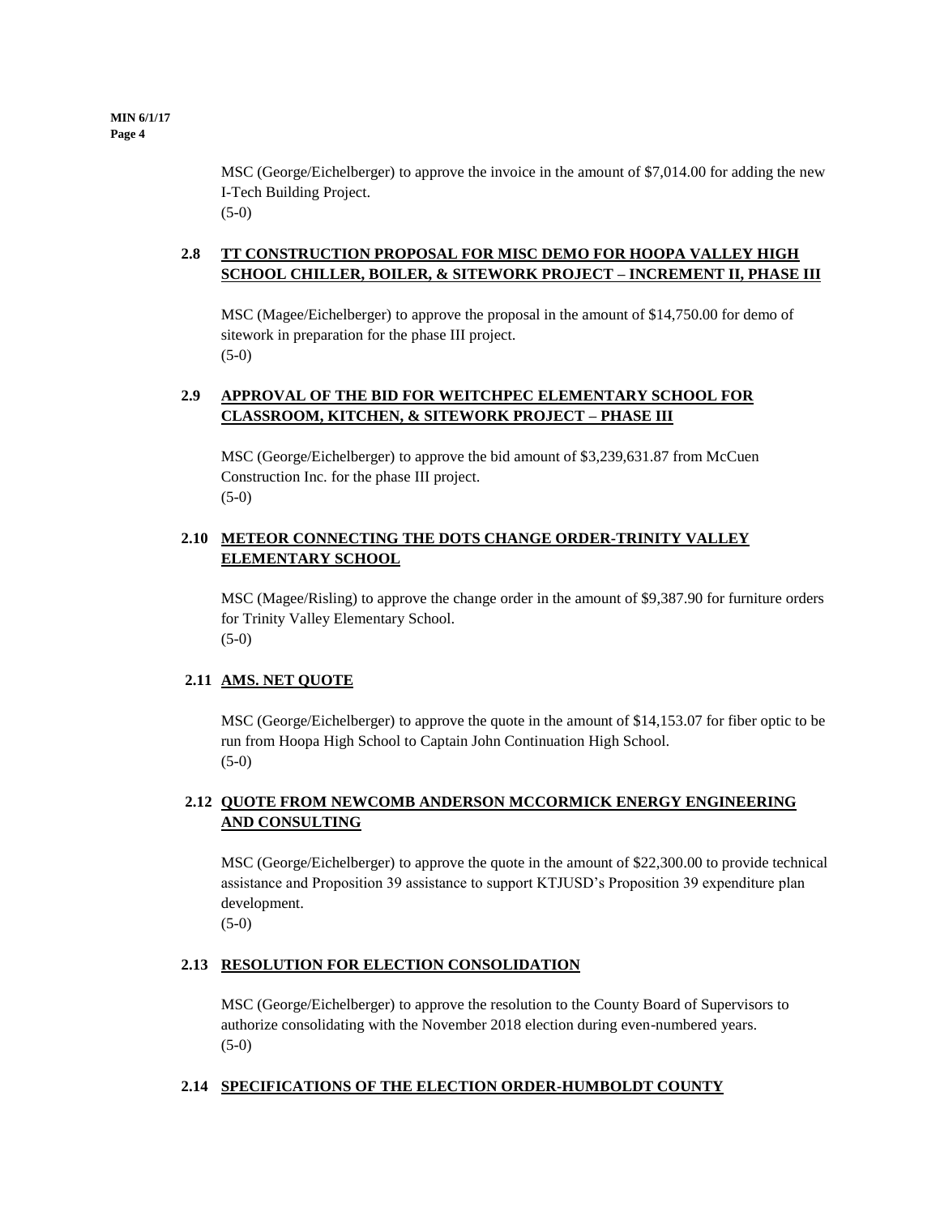MSC (George/Eichelberger) to approve the invoice in the amount of $7,014.00 for adding the new I-Tech Building Project.
(5-0)

### 2.8 TT CONSTRUCTION PROPOSAL FOR MISC DEMO FOR HOOPA VALLEY HIGH SCHOOL CHILLER, BOILER, & SITEWORK PROJECT – INCREMENT II, PHASE III

MSC (Magee/Eichelberger) to approve the proposal in the amount of $14,750.00 for demo of sitework in preparation for the phase III project.
(5-0)

### 2.9 APPROVAL OF THE BID FOR WEITCHPEC ELEMENTARY SCHOOL FOR CLASSROOM, KITCHEN, & SITEWORK PROJECT – PHASE III

MSC (George/Eichelberger) to approve the bid amount of $3,239,631.87 from McCuen Construction Inc. for the phase III project.
(5-0)

### 2.10 METEOR CONNECTING THE DOTS CHANGE ORDER-TRINITY VALLEY ELEMENTARY SCHOOL

MSC (Magee/Risling) to approve the change order in the amount of $9,387.90 for furniture orders for Trinity Valley Elementary School.
(5-0)

### 2.11 AMS. NET QUOTE

MSC (George/Eichelberger) to approve the quote in the amount of $14,153.07 for fiber optic to be run from Hoopa High School to Captain John Continuation High School.
(5-0)

### 2.12 QUOTE FROM NEWCOMB ANDERSON MCCORMICK ENERGY ENGINEERING AND CONSULTING

MSC (George/Eichelberger) to approve the quote in the amount of $22,300.00 to provide technical assistance and Proposition 39 assistance to support KTJUSD's Proposition 39 expenditure plan development.
(5-0)

### 2.13 RESOLUTION FOR ELECTION CONSOLIDATION

MSC (George/Eichelberger) to approve the resolution to the County Board of Supervisors to authorize consolidating with the November 2018 election during even-numbered years.
(5-0)

### 2.14 SPECIFICATIONS OF THE ELECTION ORDER-HUMBOLDT COUNTY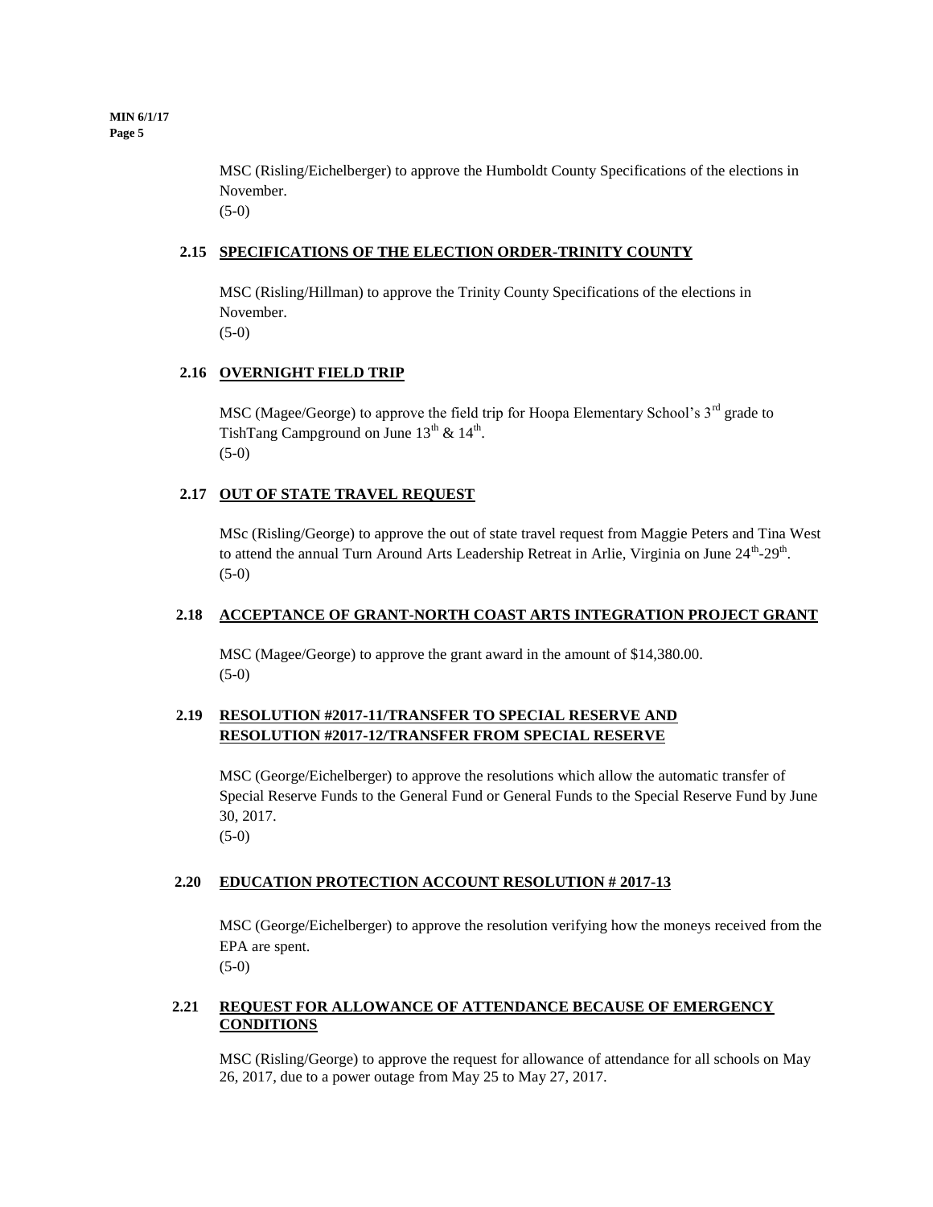MSC (Risling/Eichelberger) to approve the Humboldt County Specifications of the elections in November.
(5-0)

**2.15 SPECIFICATIONS OF THE ELECTION ORDER-TRINITY COUNTY**

MSC (Risling/Hillman) to approve the Trinity County Specifications of the elections in November.
(5-0)

**2.16 OVERNIGHT FIELD TRIP**

MSC (Magee/George) to approve the field trip for Hoopa Elementary School's 3rd grade to TishTang Campground on June 13th & 14th.
(5-0)

**2.17 OUT OF STATE TRAVEL REQUEST**

MSc (Risling/George) to approve the out of state travel request from Maggie Peters and Tina West to attend the annual Turn Around Arts Leadership Retreat in Arlie, Virginia on June 24th-29th.
(5-0)

**2.18 ACCEPTANCE OF GRANT-NORTH COAST ARTS INTEGRATION PROJECT GRANT**

MSC (Magee/George) to approve the grant award in the amount of $14,380.00.
(5-0)

**2.19 RESOLUTION #2017-11/TRANSFER TO SPECIAL RESERVE AND RESOLUTION #2017-12/TRANSFER FROM SPECIAL RESERVE**

MSC (George/Eichelberger) to approve the resolutions which allow the automatic transfer of Special Reserve Funds to the General Fund or General Funds to the Special Reserve Fund by June 30, 2017.
(5-0)

**2.20 EDUCATION PROTECTION ACCOUNT RESOLUTION # 2017-13**

MSC (George/Eichelberger) to approve the resolution verifying how the moneys received from the EPA are spent.
(5-0)

**2.21 REQUEST FOR ALLOWANCE OF ATTENDANCE BECAUSE OF EMERGENCY CONDITIONS**

MSC (Risling/George) to approve the request for allowance of attendance for all schools on May 26, 2017, due to a power outage from May 25 to May 27, 2017.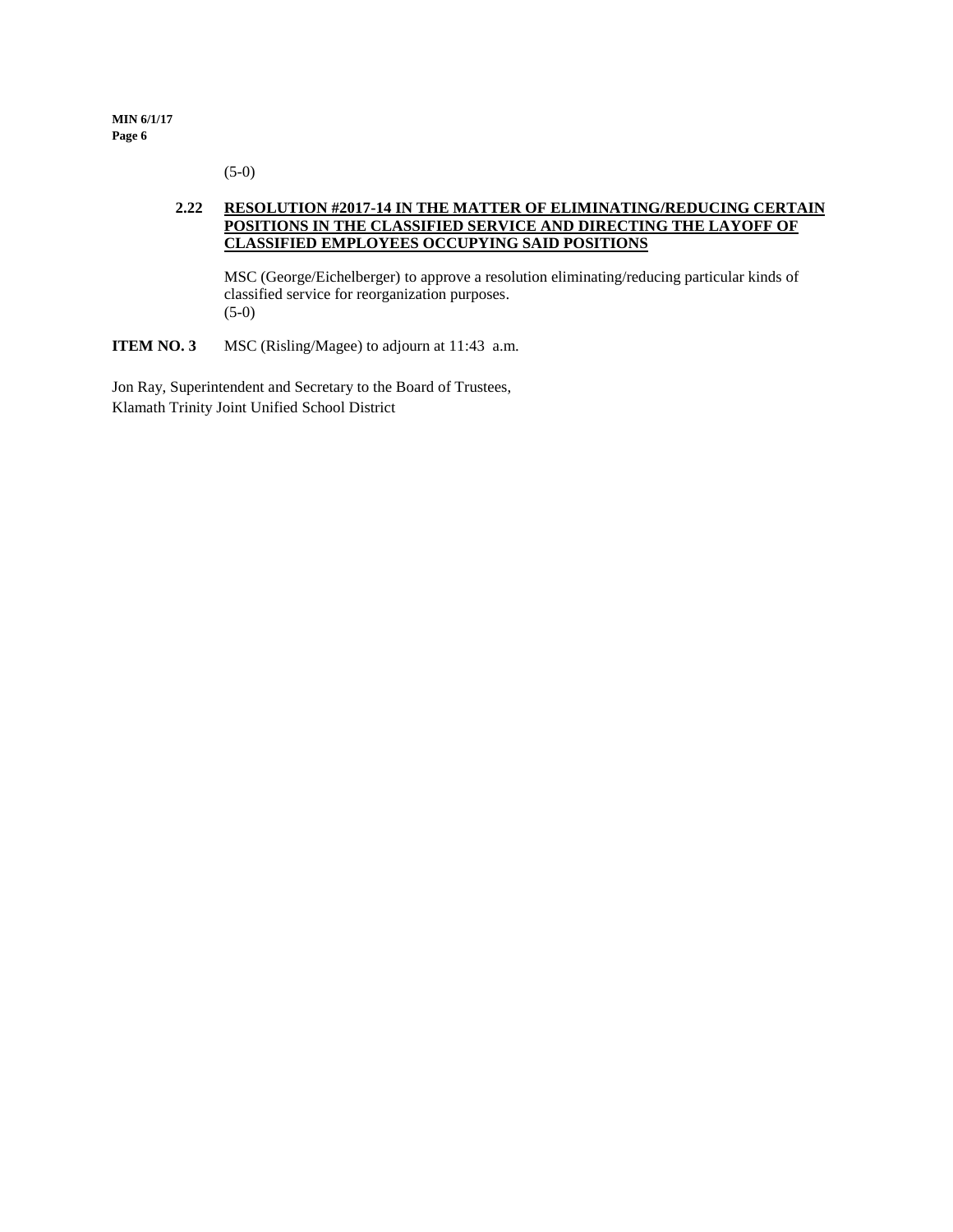(5-0)

**2.22** **RESOLUTION #2017-14 IN THE MATTER OF ELIMINATING/REDUCING CERTAIN POSITIONS IN THE CLASSIFIED SERVICE AND DIRECTING THE LAYOFF OF CLASSIFIED EMPLOYEES OCCUPYING SAID POSITIONS**

MSC (George/Eichelberger) to approve a resolution eliminating/reducing particular kinds of classified service for reorganization purposes.
(5-0)

**ITEM NO. 3** MSC (Risling/Magee) to adjourn at 11:43 a.m.

Jon Ray, Superintendent and Secretary to the Board of Trustees,
Klamath Trinity Joint Unified School District